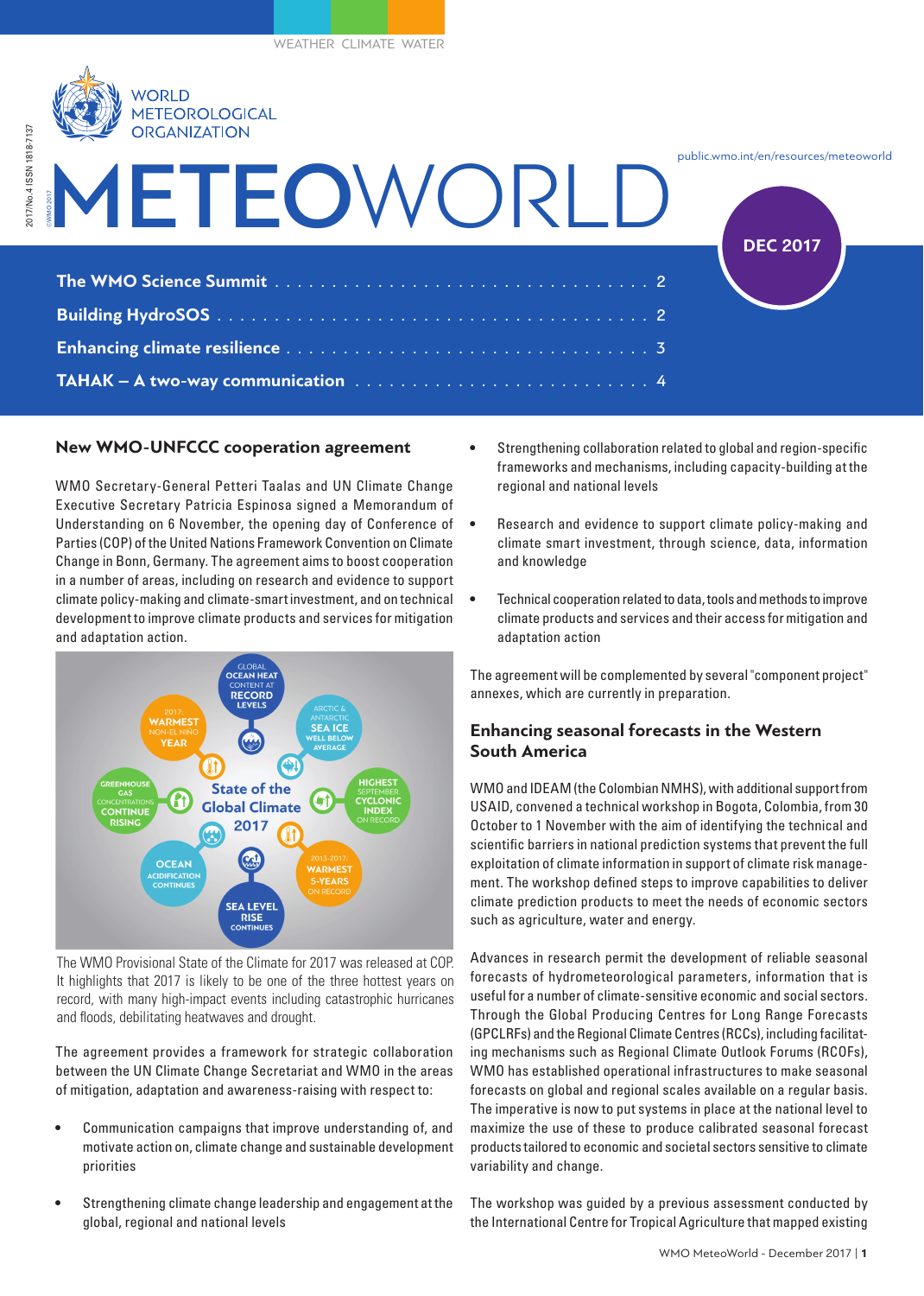WEATHER CLIMATE WATER

WORLD METEOROLOGICAL ORGANIZATION

2017/No.4 ISSN 1818-7137

©WMO 2017

# METEOWORLD

public.wmo.int/en/resources/meteoworld

DEC 2017

**The WMO Science Summit** . . . . . . . . . . . . . . . . . . . . . . . . . . . . . . . . 2

**Building HydroSOS** . . . . . . . . . . . . . . . . . . . . . . . . . . . . . . . . . . . . . 2

**Enhancing climate resilience** . . . . . . . . . . . . . . . . . . . . . . . . . . . . . . 3

**TAHAK – A two-way communication** . . . . . . . . . . . . . . . . . . . . . . . . 4

## New WMO-UNFCCC cooperation agreement

WMO Secretary-General Petteri Taalas and UN Climate Change Executive Secretary Patricia Espinosa signed a Memorandum of Understanding on 6 November, the opening day of Conference of Parties (COP) of the United Nations Framework Convention on Climate Change in Bonn, Germany. The agreement aims to boost cooperation in a number of areas, including on research and evidence to support climate policy-making and climate-smart investment, and on technical development to improve climate products and services for mitigation and adaptation action.

GLOBAL OCEAN HEAT CONTENT AT RECORD LEVELS · ARCTIC & ANTARCTIC SEA ICE WELL BELOW AVERAGE · HIGHEST SEPTEMBER CYCLONIC INDEX ON RECORD · 2013-2017 WARMEST 5-YEARS ON RECORD · SEA LEVEL RISE CONTINUES · OCEAN ACIDIFICATION CONTINUES · GREENHOUSE GAS CONCENTRATIONS CONTINUE RISING · 2017 WARMEST NON-EL NIÑO YEAR · State of the Global Climate 2017

The WMO Provisional State of the Climate for 2017 was released at COP. It highlights that 2017 is likely to be one of the three hottest years on record, with many high-impact events including catastrophic hurricanes and floods, debilitating heatwaves and drought.

The agreement provides a framework for strategic collaboration between the UN Climate Change Secretariat and WMO in the areas of mitigation, adaptation and awareness-raising with respect to:

- Communication campaigns that improve understanding of, and motivate action on, climate change and sustainable development priorities
- Strengthening climate change leadership and engagement at the global, regional and national levels
- Strengthening collaboration related to global and region-specific frameworks and mechanisms, including capacity-building at the regional and national levels
- Research and evidence to support climate policy-making and climate smart investment, through science, data, information and knowledge
- Technical cooperation related to data, tools and methods to improve climate products and services and their access for mitigation and adaptation action

The agreement will be complemented by several "component project" annexes, which are currently in preparation.

## Enhancing seasonal forecasts in the Western South America

WMO and IDEAM (the Colombian NMHS), with additional support from USAID, convened a technical workshop in Bogota, Colombia, from 30 October to 1 November with the aim of identifying the technical and scientific barriers in national prediction systems that prevent the full exploitation of climate information in support of climate risk management. The workshop defined steps to improve capabilities to deliver climate prediction products to meet the needs of economic sectors such as agriculture, water and energy.

Advances in research permit the development of reliable seasonal forecasts of hydrometeorological parameters, information that is useful for a number of climate-sensitive economic and social sectors. Through the Global Producing Centres for Long Range Forecasts (GPCLRFs) and the Regional Climate Centres (RCCs), including facilitating mechanisms such as Regional Climate Outlook Forums (RCOFs), WMO has established operational infrastructures to make seasonal forecasts on global and regional scales available on a regular basis. The imperative is now to put systems in place at the national level to maximize the use of these to produce calibrated seasonal forecast products tailored to economic and societal sectors sensitive to climate variability and change.

The workshop was guided by a previous assessment conducted by the International Centre for Tropical Agriculture that mapped existing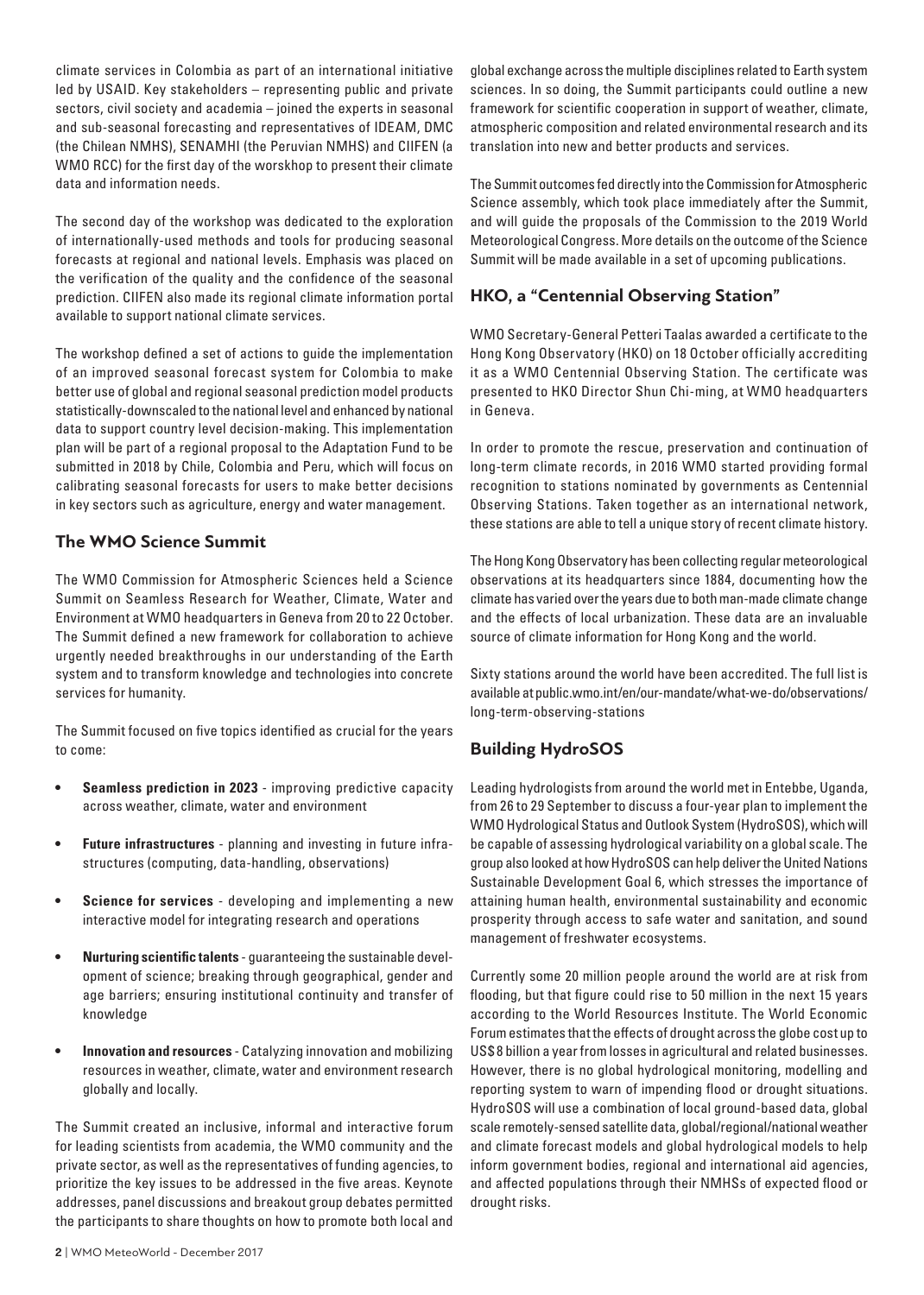climate services in Colombia as part of an international initiative led by USAID. Key stakeholders – representing public and private sectors, civil society and academia – joined the experts in seasonal and sub-seasonal forecasting and representatives of IDEAM, DMC (the Chilean NMHS), SENAMHI (the Peruvian NMHS) and CIIFEN (a WMO RCC) for the first day of the worskhop to present their climate data and information needs.

The second day of the workshop was dedicated to the exploration of internationally-used methods and tools for producing seasonal forecasts at regional and national levels. Emphasis was placed on the verification of the quality and the confidence of the seasonal prediction. CIIFEN also made its regional climate information portal available to support national climate services.

The workshop defined a set of actions to guide the implementation of an improved seasonal forecast system for Colombia to make better use of global and regional seasonal prediction model products statistically-downscaled to the national level and enhanced by national data to support country level decision-making. This implementation plan will be part of a regional proposal to the Adaptation Fund to be submitted in 2018 by Chile, Colombia and Peru, which will focus on calibrating seasonal forecasts for users to make better decisions in key sectors such as agriculture, energy and water management.

## The WMO Science Summit

The WMO Commission for Atmospheric Sciences held a Science Summit on Seamless Research for Weather, Climate, Water and Environment at WMO headquarters in Geneva from 20 to 22 October. The Summit defined a new framework for collaboration to achieve urgently needed breakthroughs in our understanding of the Earth system and to transform knowledge and technologies into concrete services for humanity.

The Summit focused on five topics identified as crucial for the years to come:

- **Seamless prediction in 2023** - improving predictive capacity across weather, climate, water and environment
- **Future infrastructures** - planning and investing in future infrastructures (computing, data-handling, observations)
- **Science for services** - developing and implementing a new interactive model for integrating research and operations
- **Nurturing scientific talents** - guaranteeing the sustainable development of science; breaking through geographical, gender and age barriers; ensuring institutional continuity and transfer of knowledge
- **Innovation and resources** - Catalyzing innovation and mobilizing resources in weather, climate, water and environment research globally and locally.

The Summit created an inclusive, informal and interactive forum for leading scientists from academia, the WMO community and the private sector, as well as the representatives of funding agencies, to prioritize the key issues to be addressed in the five areas. Keynote addresses, panel discussions and breakout group debates permitted the participants to share thoughts on how to promote both local and global exchange across the multiple disciplines related to Earth system sciences. In so doing, the Summit participants could outline a new framework for scientific cooperation in support of weather, climate, atmospheric composition and related environmental research and its translation into new and better products and services.

The Summit outcomes fed directly into the Commission for Atmospheric Science assembly, which took place immediately after the Summit, and will guide the proposals of the Commission to the 2019 World Meteorological Congress. More details on the outcome of the Science Summit will be made available in a set of upcoming publications.

## HKO, a "Centennial Observing Station"

WMO Secretary-General Petteri Taalas awarded a certificate to the Hong Kong Observatory (HKO) on 18 October officially accrediting it as a WMO Centennial Observing Station. The certificate was presented to HKO Director Shun Chi-ming, at WMO headquarters in Geneva.

In order to promote the rescue, preservation and continuation of long-term climate records, in 2016 WMO started providing formal recognition to stations nominated by governments as Centennial Observing Stations. Taken together as an international network, these stations are able to tell a unique story of recent climate history.

The Hong Kong Observatory has been collecting regular meteorological observations at its headquarters since 1884, documenting how the climate has varied over the years due to both man-made climate change and the effects of local urbanization. These data are an invaluable source of climate information for Hong Kong and the world.

Sixty stations around the world have been accredited. The full list is available at public.wmo.int/en/our-mandate/what-we-do/observations/long-term-observing-stations

## Building HydroSOS

Leading hydrologists from around the world met in Entebbe, Uganda, from 26 to 29 September to discuss a four-year plan to implement the WMO Hydrological Status and Outlook System (HydroSOS), which will be capable of assessing hydrological variability on a global scale. The group also looked at how HydroSOS can help deliver the United Nations Sustainable Development Goal 6, which stresses the importance of attaining human health, environmental sustainability and economic prosperity through access to safe water and sanitation, and sound management of freshwater ecosystems.

Currently some 20 million people around the world are at risk from flooding, but that figure could rise to 50 million in the next 15 years according to the World Resources Institute. The World Economic Forum estimates that the effects of drought across the globe cost up to US$8 billion a year from losses in agricultural and related businesses. However, there is no global hydrological monitoring, modelling and reporting system to warn of impending flood or drought situations. HydroSOS will use a combination of local ground-based data, global scale remotely-sensed satellite data, global/regional/national weather and climate forecast models and global hydrological models to help inform government bodies, regional and international aid agencies, and affected populations through their NMHSs of expected flood or drought risks.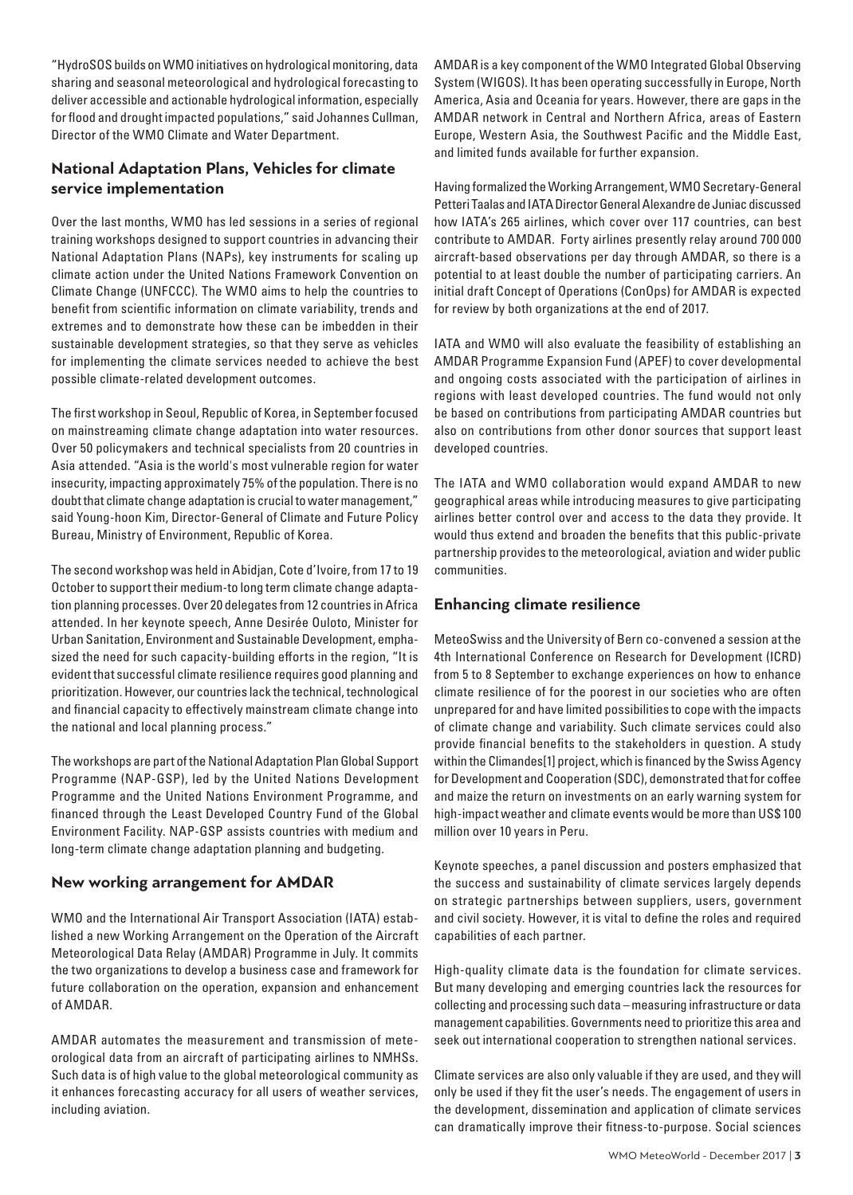"HydroSOS builds on WMO initiatives on hydrological monitoring, data sharing and seasonal meteorological and hydrological forecasting to deliver accessible and actionable hydrological information, especially for flood and drought impacted populations," said Johannes Cullman, Director of the WMO Climate and Water Department.

## National Adaptation Plans, Vehicles for climate service implementation

Over the last months, WMO has led sessions in a series of regional training workshops designed to support countries in advancing their National Adaptation Plans (NAPs), key instruments for scaling up climate action under the United Nations Framework Convention on Climate Change (UNFCCC). The WMO aims to help the countries to benefit from scientific information on climate variability, trends and extremes and to demonstrate how these can be imbedden in their sustainable development strategies, so that they serve as vehicles for implementing the climate services needed to achieve the best possible climate-related development outcomes.

The first workshop in Seoul, Republic of Korea, in September focused on mainstreaming climate change adaptation into water resources. Over 50 policymakers and technical specialists from 20 countries in Asia attended. "Asia is the world's most vulnerable region for water insecurity, impacting approximately 75% of the population. There is no doubt that climate change adaptation is crucial to water management," said Young-hoon Kim, Director-General of Climate and Future Policy Bureau, Ministry of Environment, Republic of Korea.

The second workshop was held in Abidjan, Cote d'Ivoire, from 17 to 19 October to support their medium-to long term climate change adaptation planning processes. Over 20 delegates from 12 countries in Africa attended. In her keynote speech, Anne Desirée Ouloto, Minister for Urban Sanitation, Environment and Sustainable Development, emphasized the need for such capacity-building efforts in the region, "It is evident that successful climate resilience requires good planning and prioritization. However, our countries lack the technical, technological and financial capacity to effectively mainstream climate change into the national and local planning process."

The workshops are part of the National Adaptation Plan Global Support Programme (NAP-GSP), led by the United Nations Development Programme and the United Nations Environment Programme, and financed through the Least Developed Country Fund of the Global Environment Facility. NAP-GSP assists countries with medium and long-term climate change adaptation planning and budgeting.

## New working arrangement for AMDAR

WMO and the International Air Transport Association (IATA) established a new Working Arrangement on the Operation of the Aircraft Meteorological Data Relay (AMDAR) Programme in July. It commits the two organizations to develop a business case and framework for future collaboration on the operation, expansion and enhancement of AMDAR.

AMDAR automates the measurement and transmission of meteorological data from an aircraft of participating airlines to NMHSs. Such data is of high value to the global meteorological community as it enhances forecasting accuracy for all users of weather services, including aviation.

AMDAR is a key component of the WMO Integrated Global Observing System (WIGOS). It has been operating successfully in Europe, North America, Asia and Oceania for years. However, there are gaps in the AMDAR network in Central and Northern Africa, areas of Eastern Europe, Western Asia, the Southwest Pacific and the Middle East, and limited funds available for further expansion.

Having formalized the Working Arrangement, WMO Secretary-General Petteri Taalas and IATA Director General Alexandre de Juniac discussed how IATA's 265 airlines, which cover over 117 countries, can best contribute to AMDAR. Forty airlines presently relay around 700 000 aircraft-based observations per day through AMDAR, so there is a potential to at least double the number of participating carriers. An initial draft Concept of Operations (ConOps) for AMDAR is expected for review by both organizations at the end of 2017.

IATA and WMO will also evaluate the feasibility of establishing an AMDAR Programme Expansion Fund (APEF) to cover developmental and ongoing costs associated with the participation of airlines in regions with least developed countries. The fund would not only be based on contributions from participating AMDAR countries but also on contributions from other donor sources that support least developed countries.

The IATA and WMO collaboration would expand AMDAR to new geographical areas while introducing measures to give participating airlines better control over and access to the data they provide. It would thus extend and broaden the benefits that this public-private partnership provides to the meteorological, aviation and wider public communities.

## Enhancing climate resilience

MeteoSwiss and the University of Bern co-convened a session at the 4th International Conference on Research for Development (ICRD) from 5 to 8 September to exchange experiences on how to enhance climate resilience of for the poorest in our societies who are often unprepared for and have limited possibilities to cope with the impacts of climate change and variability. Such climate services could also provide financial benefits to the stakeholders in question. A study within the Climandes[1] project, which is financed by the Swiss Agency for Development and Cooperation (SDC), demonstrated that for coffee and maize the return on investments on an early warning system for high-impact weather and climate events would be more than US$ 100 million over 10 years in Peru.

Keynote speeches, a panel discussion and posters emphasized that the success and sustainability of climate services largely depends on strategic partnerships between suppliers, users, government and civil society. However, it is vital to define the roles and required capabilities of each partner.

High-quality climate data is the foundation for climate services. But many developing and emerging countries lack the resources for collecting and processing such data – measuring infrastructure or data management capabilities. Governments need to prioritize this area and seek out international cooperation to strengthen national services.

Climate services are also only valuable if they are used, and they will only be used if they fit the user's needs. The engagement of users in the development, dissemination and application of climate services can dramatically improve their fitness-to-purpose. Social sciences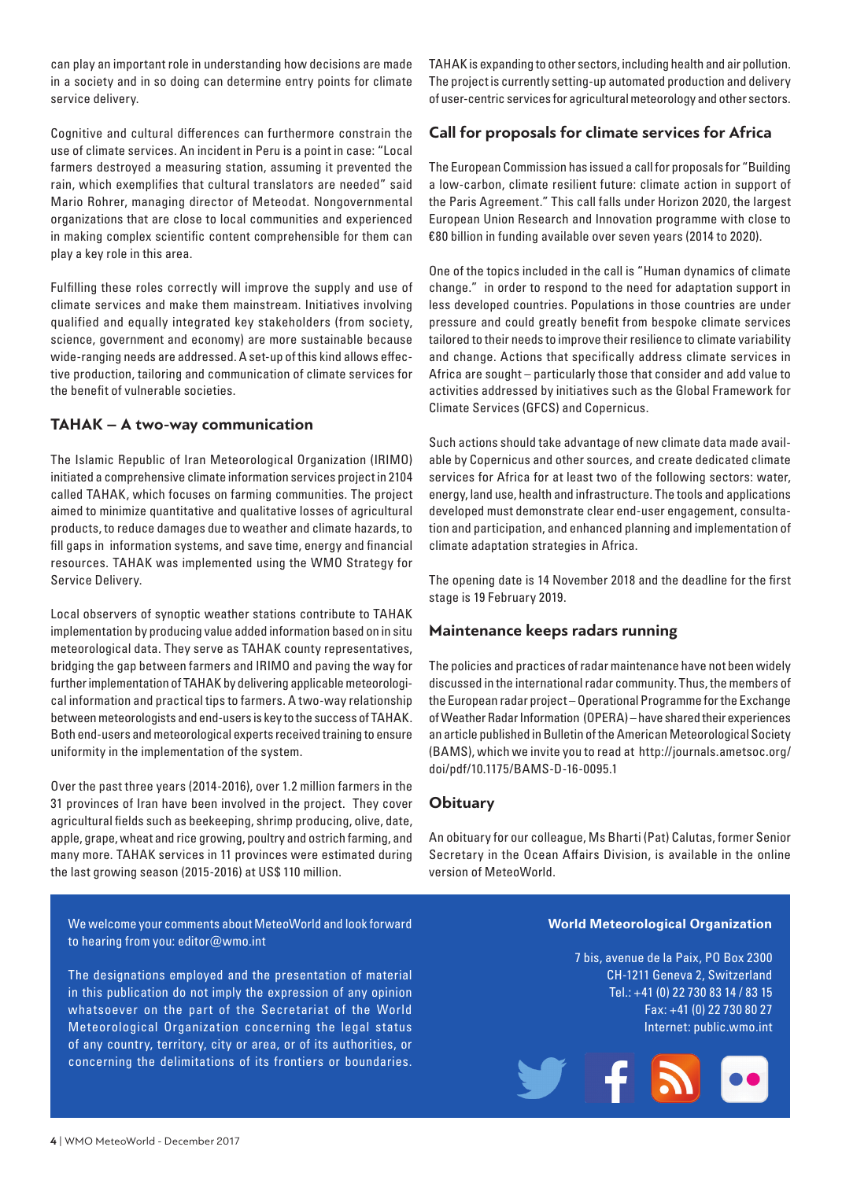can play an important role in understanding how decisions are made in a society and in so doing can determine entry points for climate service delivery.

Cognitive and cultural differences can furthermore constrain the use of climate services. An incident in Peru is a point in case: "Local farmers destroyed a measuring station, assuming it prevented the rain, which exemplifies that cultural translators are needed" said Mario Rohrer, managing director of Meteodat. Nongovernmental organizations that are close to local communities and experienced in making complex scientific content comprehensible for them can play a key role in this area.

Fulfilling these roles correctly will improve the supply and use of climate services and make them mainstream. Initiatives involving qualified and equally integrated key stakeholders (from society, science, government and economy) are more sustainable because wide-ranging needs are addressed. A set-up of this kind allows effective production, tailoring and communication of climate services for the benefit of vulnerable societies.

## TAHAK – A two-way communication

The Islamic Republic of Iran Meteorological Organization (IRIMO) initiated a comprehensive climate information services project in 2104 called TAHAK, which focuses on farming communities. The project aimed to minimize quantitative and qualitative losses of agricultural products, to reduce damages due to weather and climate hazards, to fill gaps in information systems, and save time, energy and financial resources. TAHAK was implemented using the WMO Strategy for Service Delivery.

Local observers of synoptic weather stations contribute to TAHAK implementation by producing value added information based on in situ meteorological data. They serve as TAHAK county representatives, bridging the gap between farmers and IRIMO and paving the way for further implementation of TAHAK by delivering applicable meteorological information and practical tips to farmers. A two-way relationship between meteorologists and end-users is key to the success of TAHAK. Both end-users and meteorological experts received training to ensure uniformity in the implementation of the system.

Over the past three years (2014-2016), over 1.2 million farmers in the 31 provinces of Iran have been involved in the project. They cover agricultural fields such as beekeeping, shrimp producing, olive, date, apple, grape, wheat and rice growing, poultry and ostrich farming, and many more. TAHAK services in 11 provinces were estimated during the last growing season (2015-2016) at US$ 110 million.

TAHAK is expanding to other sectors, including health and air pollution. The project is currently setting-up automated production and delivery of user-centric services for agricultural meteorology and other sectors.

## Call for proposals for climate services for Africa

The European Commission has issued a call for proposals for "Building a low-carbon, climate resilient future: climate action in support of the Paris Agreement." This call falls under Horizon 2020, the largest European Union Research and Innovation programme with close to €80 billion in funding available over seven years (2014 to 2020).

One of the topics included in the call is "Human dynamics of climate change." in order to respond to the need for adaptation support in less developed countries. Populations in those countries are under pressure and could greatly benefit from bespoke climate services tailored to their needs to improve their resilience to climate variability and change. Actions that specifically address climate services in Africa are sought – particularly those that consider and add value to activities addressed by initiatives such as the Global Framework for Climate Services (GFCS) and Copernicus.

Such actions should take advantage of new climate data made available by Copernicus and other sources, and create dedicated climate services for Africa for at least two of the following sectors: water, energy, land use, health and infrastructure. The tools and applications developed must demonstrate clear end-user engagement, consultation and participation, and enhanced planning and implementation of climate adaptation strategies in Africa.

The opening date is 14 November 2018 and the deadline for the first stage is 19 February 2019.

## Maintenance keeps radars running

The policies and practices of radar maintenance have not been widely discussed in the international radar community. Thus, the members of the European radar project – Operational Programme for the Exchange of Weather Radar Information (OPERA) – have shared their experiences an article published in Bulletin of the American Meteorological Society (BAMS), which we invite you to read at http://journals.ametsoc.org/doi/pdf/10.1175/BAMS-D-16-0095.1

## Obituary

An obituary for our colleague, Ms Bharti (Pat) Calutas, former Senior Secretary in the Ocean Affairs Division, is available in the online version of MeteoWorld.

We welcome your comments about MeteoWorld and look forward to hearing from you: editor@wmo.int

The designations employed and the presentation of material in this publication do not imply the expression of any opinion whatsoever on the part of the Secretariat of the World Meteorological Organization concerning the legal status of any country, territory, city or area, or of its authorities, or concerning the delimitations of its frontiers or boundaries.

**World Meteorological Organization**

7 bis, avenue de la Paix, PO Box 2300
CH-1211 Geneva 2, Switzerland
Tel.: +41 (0) 22 730 83 14 / 83 15
Fax: +41 (0) 22 730 80 27
Internet: public.wmo.int